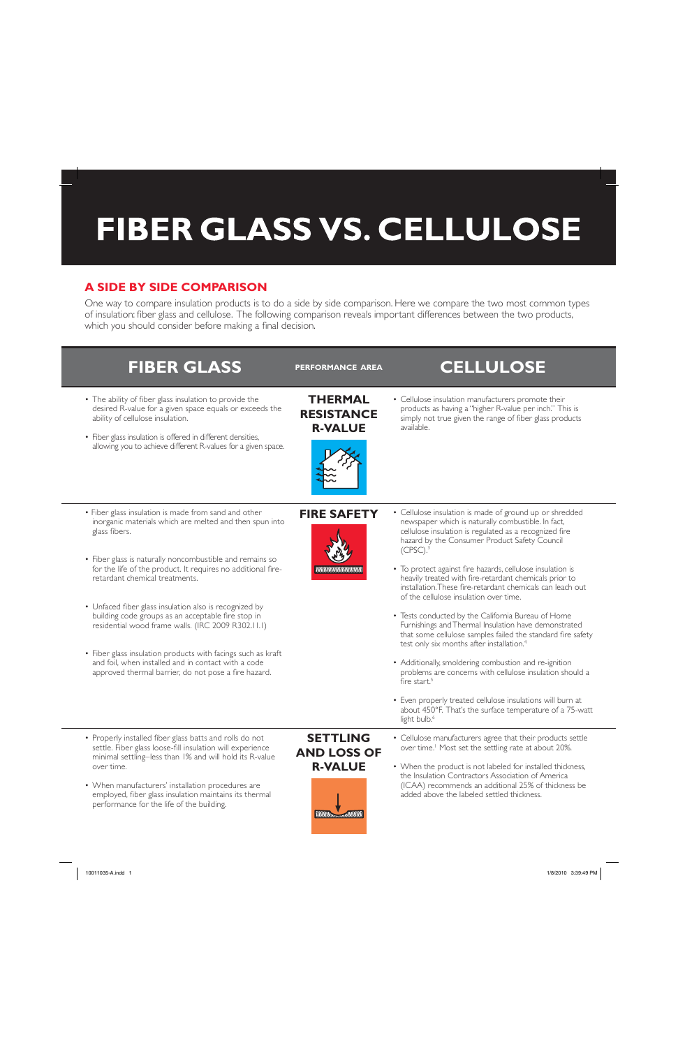# FIBER GLASS VS. CELLULOSE

## A SIDE BY SIDE COMPARISON

One way to compare insulation products is to do a side by side comparison. Here we compare the two most common types of insulation: fiber glass and cellulose. The following comparison reveals important differences between the two products, which you should consider before making a final decision.

| FIBER GLASS | PERFORMANCE AREA | CELLULOSE |
|---|---|---|
| • The ability of fiber glass insulation to provide the desired R-value for a given space equals or exceeds the ability of cellulose insulation.<br><br>• Fiber glass insulation is offered in different densities, allowing you to achieve different R-values for a given space. | **THERMAL RESISTANCE R-VALUE** | • Cellulose insulation manufacturers promote their products as having a "higher R-value per inch." This is simply not true given the range of fiber glass products available. |
| • Fiber glass insulation is made from sand and other inorganic materials which are melted and then spun into glass fibers.<br><br>• Fiber glass is naturally noncombustible and remains so for the life of the product. It requires no additional fire-retardant chemical treatments.<br><br>• Unfaced fiber glass insulation also is recognized by building code groups as an acceptable fire stop in residential wood frame walls. (IRC 2009 R302.11.1)<br><br>• Fiber glass insulation products with facings such as kraft and foil, when installed and in contact with a code approved thermal barrier, do not pose a fire hazard. | **FIRE SAFETY** | • Cellulose insulation is made of ground up or shredded newspaper which is naturally combustible. In fact, cellulose insulation is regulated as a recognized fire hazard by the Consumer Product Safety Council (CPSC).[2]<br><br>• To protect against fire hazards, cellulose insulation is heavily treated with fire-retardant chemicals prior to installation. These fire-retardant chemicals can leach out of the cellulose insulation over time.<br><br>• Tests conducted by the California Bureau of Home Furnishings and Thermal Insulation have demonstrated that some cellulose samples failed the standard fire safety test only six months after installation.[4]<br><br>• Additionally, smoldering combustion and re-ignition problems are concerns with cellulose insulation should a fire start.[5]<br><br>• Even properly treated cellulose insulations will burn at about 450°F. That's the surface temperature of a 75-watt light bulb.[6] |
| • Properly installed fiber glass batts and rolls do not settle. Fiber glass loose-fill insulation will experience minimal settling–less than 1% and will hold its R-value over time.<br><br>• When manufacturers' installation procedures are employed, fiber glass insulation maintains its thermal performance for the life of the building. | **SETTLING AND LOSS OF R-VALUE** | • Cellulose manufacturers agree that their products settle over time.[1] Most set the settling rate at about 20%.<br><br>• When the product is not labeled for installed thickness, the Insulation Contractors Association of America (ICAA) recommends an additional 25% of thickness be added above the labeled settled thickness. |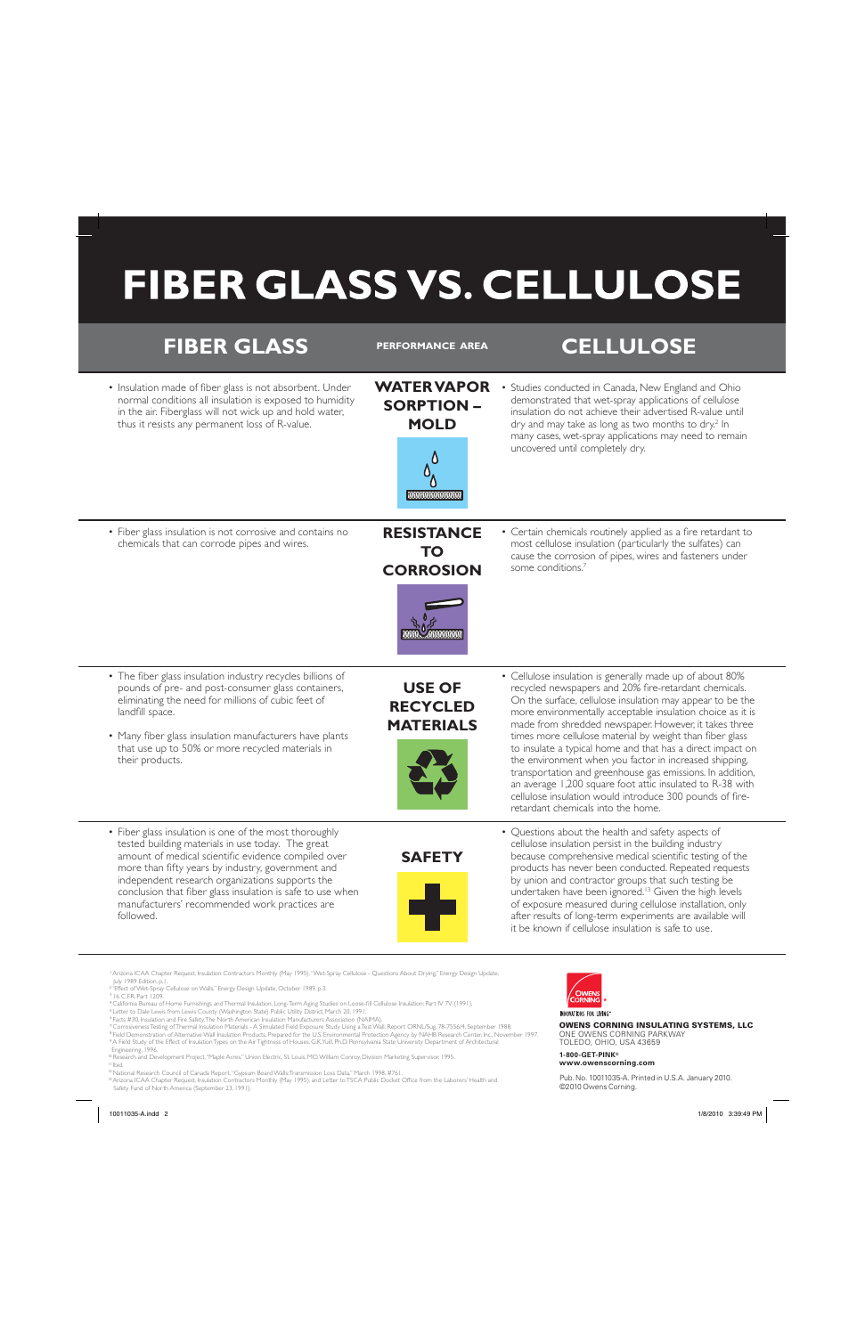# FIBER GLASS VS. CELLULOSE

| FIBER GLASS | PERFORMANCE AREA | CELLULOSE |
|---|---|---|
| • Insulation made of fiber glass is not absorbent. Under normal conditions all insulation is exposed to humidity in the air. Fiberglass will not wick up and hold water, thus it resists any permanent loss of R-value. | **WATER VAPOR SORPTION – MOLD** | • Studies conducted in Canada, New England and Ohio demonstrated that wet-spray applications of cellulose insulation do not achieve their advertised R-value until dry and may take as long as two months to dry.[2] In many cases, wet-spray applications may need to remain uncovered until completely dry. |
| • Fiber glass insulation is not corrosive and contains no chemicals that can corrode pipes and wires. | **RESISTANCE TO CORROSION** | • Certain chemicals routinely applied as a fire retardant to most cellulose insulation (particularly the sulfates) can cause the corrosion of pipes, wires and fasteners under some conditions.[7] |
| • The fiber glass insulation industry recycles billions of pounds of pre- and post-consumer glass containers, eliminating the need for millions of cubic feet of landfill space. • Many fiber glass insulation manufacturers have plants that use up to 50% or more recycled materials in their products. | **USE OF RECYCLED MATERIALS** | • Cellulose insulation is generally made up of about 80% recycled newspapers and 20% fire-retardant chemicals. On the surface, cellulose insulation may appear to be the more environmentally acceptable insulation choice as it is made from shredded newspaper. However, it takes three times more cellulose material by weight than fiber glass to insulate a typical home and that has a direct impact on the environment when you factor in increased shipping, transportation and greenhouse gas emissions. In addition, an average 1,200 square foot attic insulated to R-38 with cellulose insulation would introduce 300 pounds of fire-retardant chemicals into the home. |
| • Fiber glass insulation is one of the most thoroughly tested building materials in use today. The great amount of medical scientific evidence compiled over more than fifty years by industry, government and independent research organizations supports the conclusion that fiber glass insulation is safe to use when manufacturers' recommended work practices are followed. | **SAFETY** | • Questions about the health and safety aspects of cellulose insulation persist in the building industry because comprehensive medical scientific testing of the products has never been conducted. Repeated requests by union and contractor groups that such testing be undertaken have been ignored.[13] Given the high levels of exposure measured during cellulose installation, only after results of long-term experiments are available will it be known if cellulose insulation is safe to use. |

[1] Arizona ICAA Chapter Request, Insulation Contractors Monthly (May 1995); "Wet-Spray Cellulose - Questions About Drying," Energy Design Update, July 1989 Edition, p.1.
[2] "Effect of Wet-Spray Cellulose on Walls," Energy Design Update, October 1989, p.3.
[3] 16 C.F.R. Part 1209.
[4] California Bureau of Home Furnishings and Thermal Insulation, Long-Term Aging Studies on Loose-fill Cellulose Insulation: Part IV 7V (1991).
[5] Letter to Dale Lewis from Lewis County (Washington State) Public Utility District, March 20, 1991.
[6] Facts #30, Insulation and Fire Safety, The North American Insulation Manufacturers Association (NAIMA).
[7] Corrosiveness Testing of Thermal Insulation Materials - A Simulated Field Exposure Study Using a Test Wall, Report ORNL/Sug. 78-7556/4, September 1988.
[8] Field Demonstration of Alternative Wall Insulation Products. Prepared for the U.S. Environmental Protection Agency by NAHB Research Center, Inc., November 1997.
[9] A Field Study of the Effect of Insulation Types on the Air Tightness of Houses. G.K. Yuill, Ph.D. Pennsylvania State University Department of Architectural Engineering, 1996.
[10] Research and Development Project, "Maple Acres," Union Electric, St. Louis, MO. William Conroy, Division Marketing Supervisor, 1995.
[11] Ibid.
[12] National Research Council of Canada Report, "Gypsum Board Walls Transmission Loss Data," March 1998, #761.
[13] Arizona ICAA Chapter Request, Insulation Contractors Monthly (May 1995), and Letter to TSCA Public Docket Office from the Laborers' Health and Safety Fund of North America (September 23, 1991).

INNOVATIONS FOR LIVING®

**OWENS CORNING INSULATING SYSTEMS, LLC**
ONE OWENS CORNING PARKWAY
TOLEDO, OHIO, USA 43659

**1-800-GET-PINK®**
**www.owenscorning.com**

Pub. No. 10011035-A. Printed in U.S.A. January 2010.
©2010 Owens Corning.